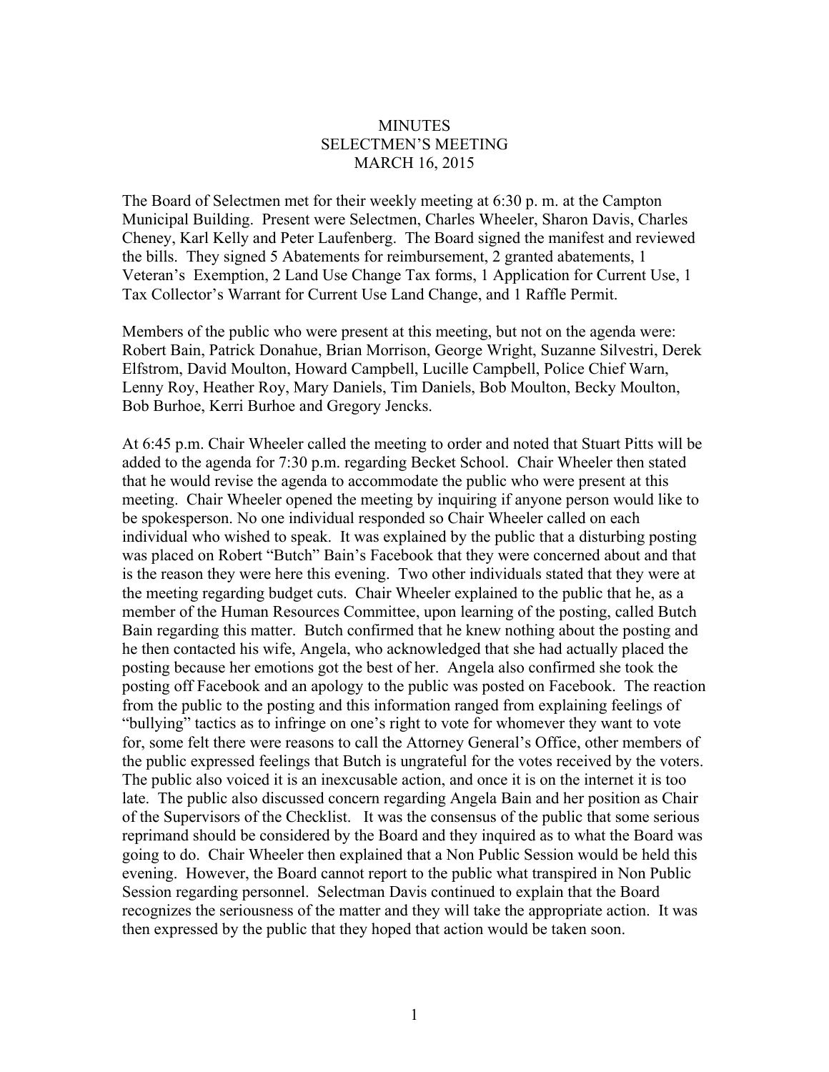# MINUTES
## SELECTMEN'S MEETING
## MARCH 16, 2015

The Board of Selectmen met for their weekly meeting at 6:30 p. m. at the Campton Municipal Building. Present were Selectmen, Charles Wheeler, Sharon Davis, Charles Cheney, Karl Kelly and Peter Laufenberg. The Board signed the manifest and reviewed the bills. They signed 5 Abatements for reimbursement, 2 granted abatements, 1 Veteran's Exemption, 2 Land Use Change Tax forms, 1 Application for Current Use, 1 Tax Collector's Warrant for Current Use Land Change, and 1 Raffle Permit.

Members of the public who were present at this meeting, but not on the agenda were: Robert Bain, Patrick Donahue, Brian Morrison, George Wright, Suzanne Silvestri, Derek Elfstrom, David Moulton, Howard Campbell, Lucille Campbell, Police Chief Warn, Lenny Roy, Heather Roy, Mary Daniels, Tim Daniels, Bob Moulton, Becky Moulton, Bob Burhoe, Kerri Burhoe and Gregory Jencks.

At 6:45 p.m. Chair Wheeler called the meeting to order and noted that Stuart Pitts will be added to the agenda for 7:30 p.m. regarding Becket School. Chair Wheeler then stated that he would revise the agenda to accommodate the public who were present at this meeting. Chair Wheeler opened the meeting by inquiring if anyone person would like to be spokesperson. No one individual responded so Chair Wheeler called on each individual who wished to speak. It was explained by the public that a disturbing posting was placed on Robert "Butch" Bain's Facebook that they were concerned about and that is the reason they were here this evening. Two other individuals stated that they were at the meeting regarding budget cuts. Chair Wheeler explained to the public that he, as a member of the Human Resources Committee, upon learning of the posting, called Butch Bain regarding this matter. Butch confirmed that he knew nothing about the posting and he then contacted his wife, Angela, who acknowledged that she had actually placed the posting because her emotions got the best of her. Angela also confirmed she took the posting off Facebook and an apology to the public was posted on Facebook. The reaction from the public to the posting and this information ranged from explaining feelings of "bullying" tactics as to infringe on one's right to vote for whomever they want to vote for, some felt there were reasons to call the Attorney General's Office, other members of the public expressed feelings that Butch is ungrateful for the votes received by the voters. The public also voiced it is an inexcusable action, and once it is on the internet it is too late. The public also discussed concern regarding Angela Bain and her position as Chair of the Supervisors of the Checklist. It was the consensus of the public that some serious reprimand should be considered by the Board and they inquired as to what the Board was going to do. Chair Wheeler then explained that a Non Public Session would be held this evening. However, the Board cannot report to the public what transpired in Non Public Session regarding personnel. Selectman Davis continued to explain that the Board recognizes the seriousness of the matter and they will take the appropriate action. It was then expressed by the public that they hoped that action would be taken soon.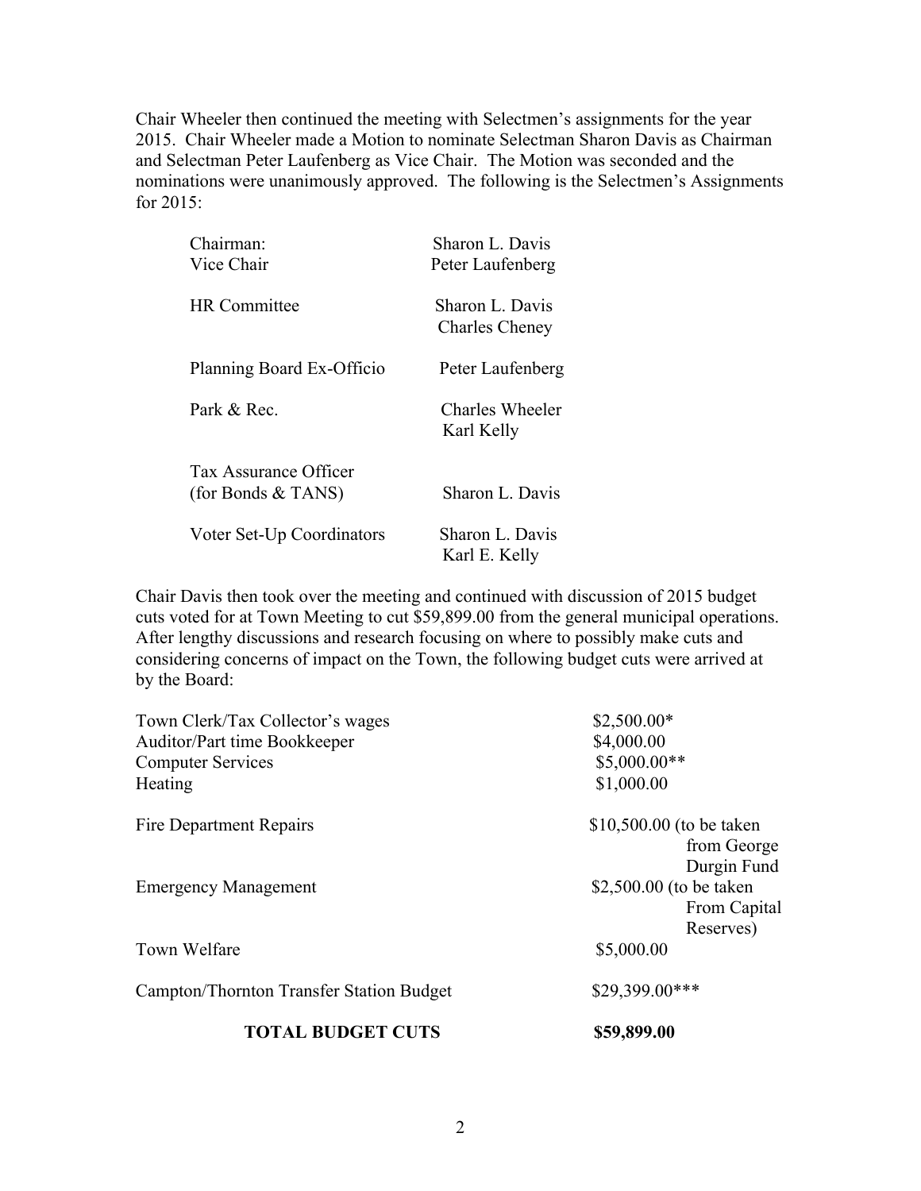Chair Wheeler then continued the meeting with Selectmen's assignments for the year 2015. Chair Wheeler made a Motion to nominate Selectman Sharon Davis as Chairman and Selectman Peter Laufenberg as Vice Chair. The Motion was seconded and the nominations were unanimously approved. The following is the Selectmen's Assignments for 2015:

| | |
|---|---|
| Chairman: | Sharon L. Davis |
| Vice Chair | Peter Laufenberg |
| HR Committee | Sharon L. Davis<br>Charles Cheney |
| Planning Board Ex-Officio | Peter Laufenberg |
| Park & Rec. | Charles Wheeler<br>Karl Kelly |
| Tax Assurance Officer<br>(for Bonds & TANS) | Sharon L. Davis |
| Voter Set-Up Coordinators | Sharon L. Davis<br>Karl E. Kelly |

Chair Davis then took over the meeting and continued with discussion of 2015 budget cuts voted for at Town Meeting to cut $59,899.00 from the general municipal operations. After lengthy discussions and research focusing on where to possibly make cuts and considering concerns of impact on the Town, the following budget cuts were arrived at by the Board:

| | |
|---|---|
| Town Clerk/Tax Collector's wages | $2,500.00* |
| Auditor/Part time Bookkeeper | $4,000.00 |
| Computer Services | $5,000.00** |
| Heating | $1,000.00 |
| Fire Department Repairs | $10,500.00 (to be taken from George Durgin Fund |
| Emergency Management | $2,500.00 (to be taken From Capital Reserves) |
| Town Welfare | $5,000.00 |
| Campton/Thornton Transfer Station Budget | $29,399.00*** |
| **TOTAL BUDGET CUTS** | **$59,899.00** |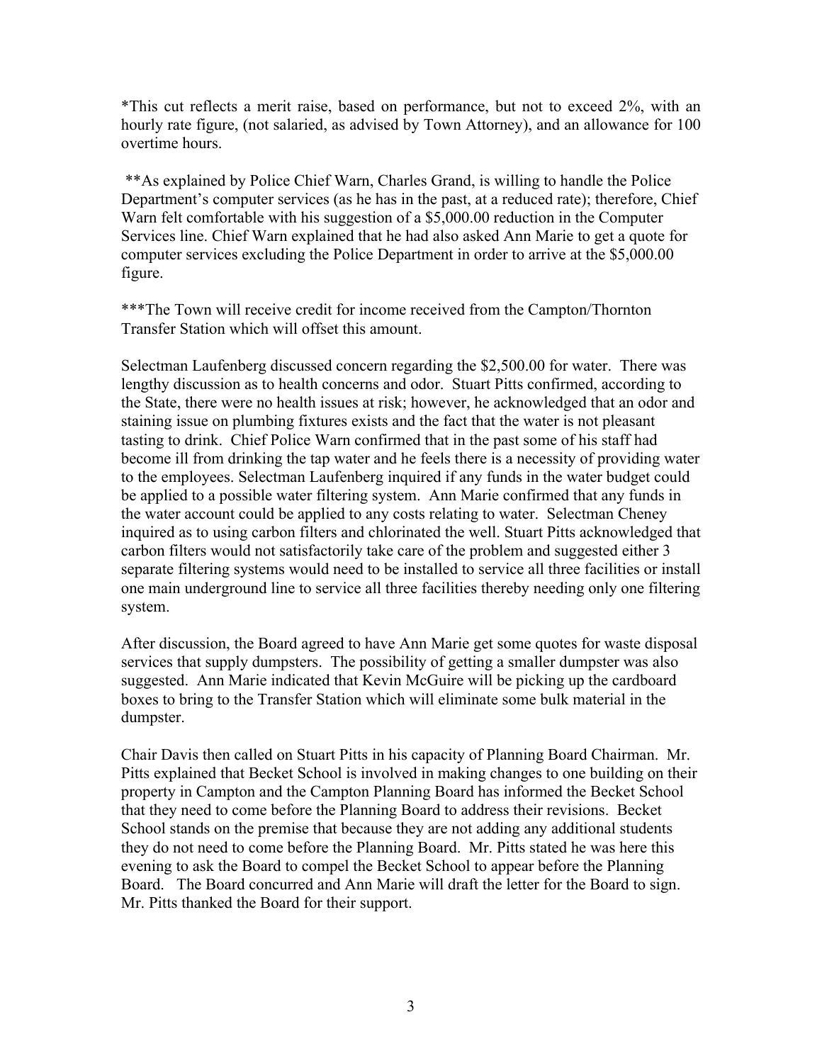*This cut reflects a merit raise, based on performance, but not to exceed 2%, with an hourly rate figure, (not salaried, as advised by Town Attorney), and an allowance for 100 overtime hours.

**As explained by Police Chief Warn, Charles Grand, is willing to handle the Police Department's computer services (as he has in the past, at a reduced rate); therefore, Chief Warn felt comfortable with his suggestion of a $5,000.00 reduction in the Computer Services line. Chief Warn explained that he had also asked Ann Marie to get a quote for computer services excluding the Police Department in order to arrive at the $5,000.00 figure.

***The Town will receive credit for income received from the Campton/Thornton Transfer Station which will offset this amount.

Selectman Laufenberg discussed concern regarding the $2,500.00 for water. There was lengthy discussion as to health concerns and odor. Stuart Pitts confirmed, according to the State, there were no health issues at risk; however, he acknowledged that an odor and staining issue on plumbing fixtures exists and the fact that the water is not pleasant tasting to drink. Chief Police Warn confirmed that in the past some of his staff had become ill from drinking the tap water and he feels there is a necessity of providing water to the employees. Selectman Laufenberg inquired if any funds in the water budget could be applied to a possible water filtering system. Ann Marie confirmed that any funds in the water account could be applied to any costs relating to water. Selectman Cheney inquired as to using carbon filters and chlorinated the well. Stuart Pitts acknowledged that carbon filters would not satisfactorily take care of the problem and suggested either 3 separate filtering systems would need to be installed to service all three facilities or install one main underground line to service all three facilities thereby needing only one filtering system.

After discussion, the Board agreed to have Ann Marie get some quotes for waste disposal services that supply dumpsters. The possibility of getting a smaller dumpster was also suggested. Ann Marie indicated that Kevin McGuire will be picking up the cardboard boxes to bring to the Transfer Station which will eliminate some bulk material in the dumpster.

Chair Davis then called on Stuart Pitts in his capacity of Planning Board Chairman. Mr. Pitts explained that Becket School is involved in making changes to one building on their property in Campton and the Campton Planning Board has informed the Becket School that they need to come before the Planning Board to address their revisions. Becket School stands on the premise that because they are not adding any additional students they do not need to come before the Planning Board. Mr. Pitts stated he was here this evening to ask the Board to compel the Becket School to appear before the Planning Board. The Board concurred and Ann Marie will draft the letter for the Board to sign. Mr. Pitts thanked the Board for their support.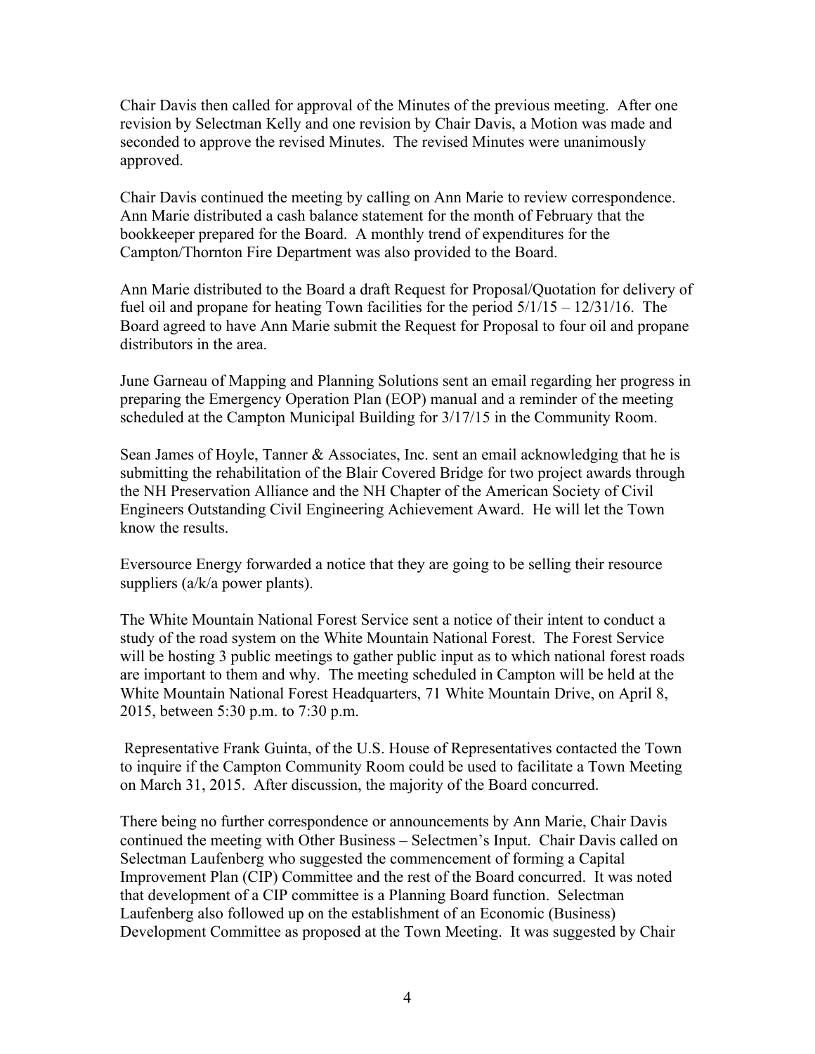Chair Davis then called for approval of the Minutes of the previous meeting. After one revision by Selectman Kelly and one revision by Chair Davis, a Motion was made and seconded to approve the revised Minutes. The revised Minutes were unanimously approved.

Chair Davis continued the meeting by calling on Ann Marie to review correspondence. Ann Marie distributed a cash balance statement for the month of February that the bookkeeper prepared for the Board. A monthly trend of expenditures for the Campton/Thornton Fire Department was also provided to the Board.

Ann Marie distributed to the Board a draft Request for Proposal/Quotation for delivery of fuel oil and propane for heating Town facilities for the period 5/1/15 – 12/31/16. The Board agreed to have Ann Marie submit the Request for Proposal to four oil and propane distributors in the area.

June Garneau of Mapping and Planning Solutions sent an email regarding her progress in preparing the Emergency Operation Plan (EOP) manual and a reminder of the meeting scheduled at the Campton Municipal Building for 3/17/15 in the Community Room.

Sean James of Hoyle, Tanner & Associates, Inc. sent an email acknowledging that he is submitting the rehabilitation of the Blair Covered Bridge for two project awards through the NH Preservation Alliance and the NH Chapter of the American Society of Civil Engineers Outstanding Civil Engineering Achievement Award. He will let the Town know the results.

Eversource Energy forwarded a notice that they are going to be selling their resource suppliers (a/k/a power plants).

The White Mountain National Forest Service sent a notice of their intent to conduct a study of the road system on the White Mountain National Forest. The Forest Service will be hosting 3 public meetings to gather public input as to which national forest roads are important to them and why. The meeting scheduled in Campton will be held at the White Mountain National Forest Headquarters, 71 White Mountain Drive, on April 8, 2015, between 5:30 p.m. to 7:30 p.m.

Representative Frank Guinta, of the U.S. House of Representatives contacted the Town to inquire if the Campton Community Room could be used to facilitate a Town Meeting on March 31, 2015. After discussion, the majority of the Board concurred.

There being no further correspondence or announcements by Ann Marie, Chair Davis continued the meeting with Other Business – Selectmen's Input. Chair Davis called on Selectman Laufenberg who suggested the commencement of forming a Capital Improvement Plan (CIP) Committee and the rest of the Board concurred. It was noted that development of a CIP committee is a Planning Board function. Selectman Laufenberg also followed up on the establishment of an Economic (Business) Development Committee as proposed at the Town Meeting. It was suggested by Chair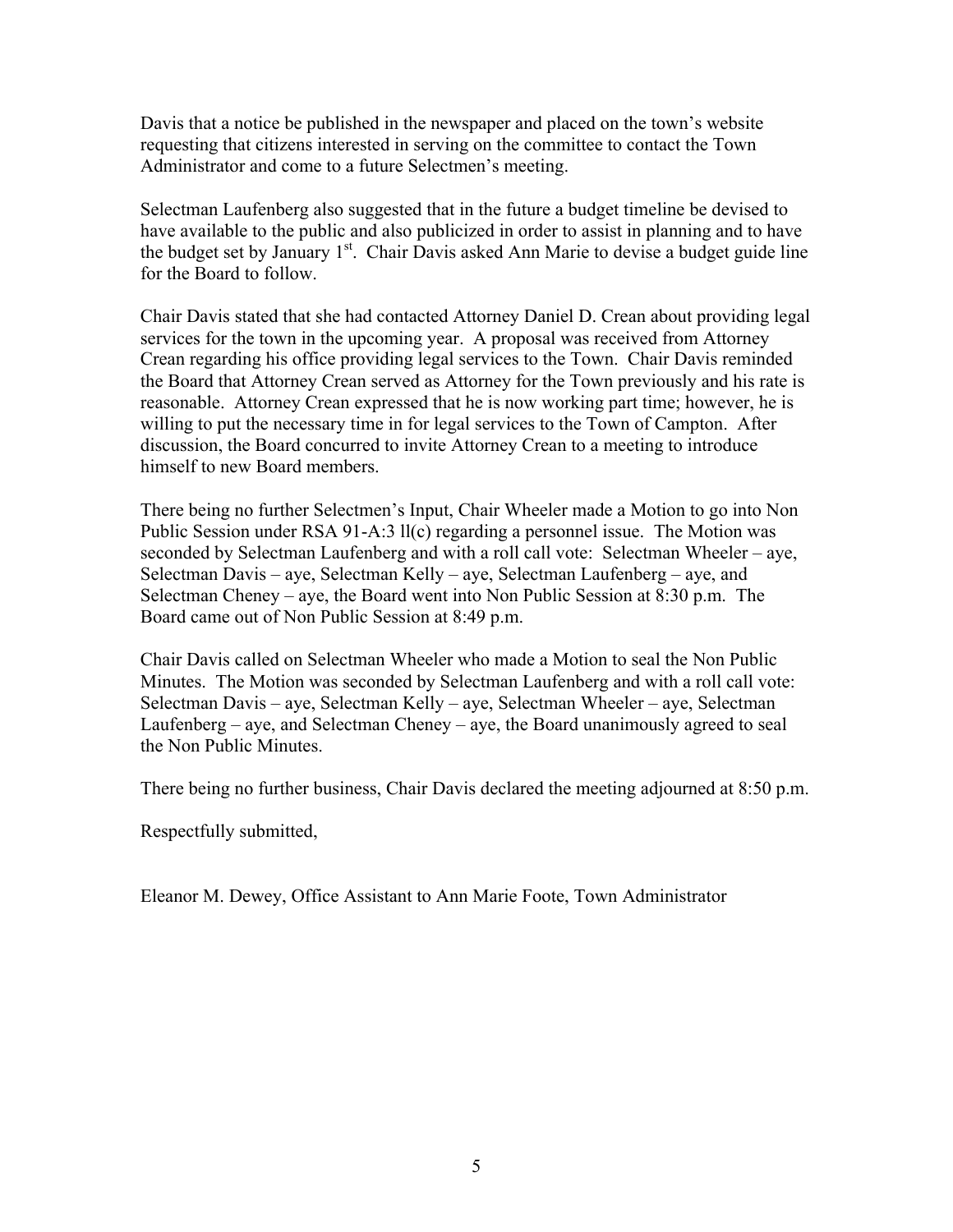Davis that a notice be published in the newspaper and placed on the town's website requesting that citizens interested in serving on the committee to contact the Town Administrator and come to a future Selectmen's meeting.

Selectman Laufenberg also suggested that in the future a budget timeline be devised to have available to the public and also publicized in order to assist in planning and to have the budget set by January 1st. Chair Davis asked Ann Marie to devise a budget guide line for the Board to follow.

Chair Davis stated that she had contacted Attorney Daniel D. Crean about providing legal services for the town in the upcoming year. A proposal was received from Attorney Crean regarding his office providing legal services to the Town. Chair Davis reminded the Board that Attorney Crean served as Attorney for the Town previously and his rate is reasonable. Attorney Crean expressed that he is now working part time; however, he is willing to put the necessary time in for legal services to the Town of Campton. After discussion, the Board concurred to invite Attorney Crean to a meeting to introduce himself to new Board members.

There being no further Selectmen's Input, Chair Wheeler made a Motion to go into Non Public Session under RSA 91-A:3 ll(c) regarding a personnel issue. The Motion was seconded by Selectman Laufenberg and with a roll call vote: Selectman Wheeler – aye, Selectman Davis – aye, Selectman Kelly – aye, Selectman Laufenberg – aye, and Selectman Cheney – aye, the Board went into Non Public Session at 8:30 p.m. The Board came out of Non Public Session at 8:49 p.m.

Chair Davis called on Selectman Wheeler who made a Motion to seal the Non Public Minutes. The Motion was seconded by Selectman Laufenberg and with a roll call vote: Selectman Davis – aye, Selectman Kelly – aye, Selectman Wheeler – aye, Selectman Laufenberg – aye, and Selectman Cheney – aye, the Board unanimously agreed to seal the Non Public Minutes.

There being no further business, Chair Davis declared the meeting adjourned at 8:50 p.m.

Respectfully submitted,

Eleanor M. Dewey, Office Assistant to Ann Marie Foote, Town Administrator